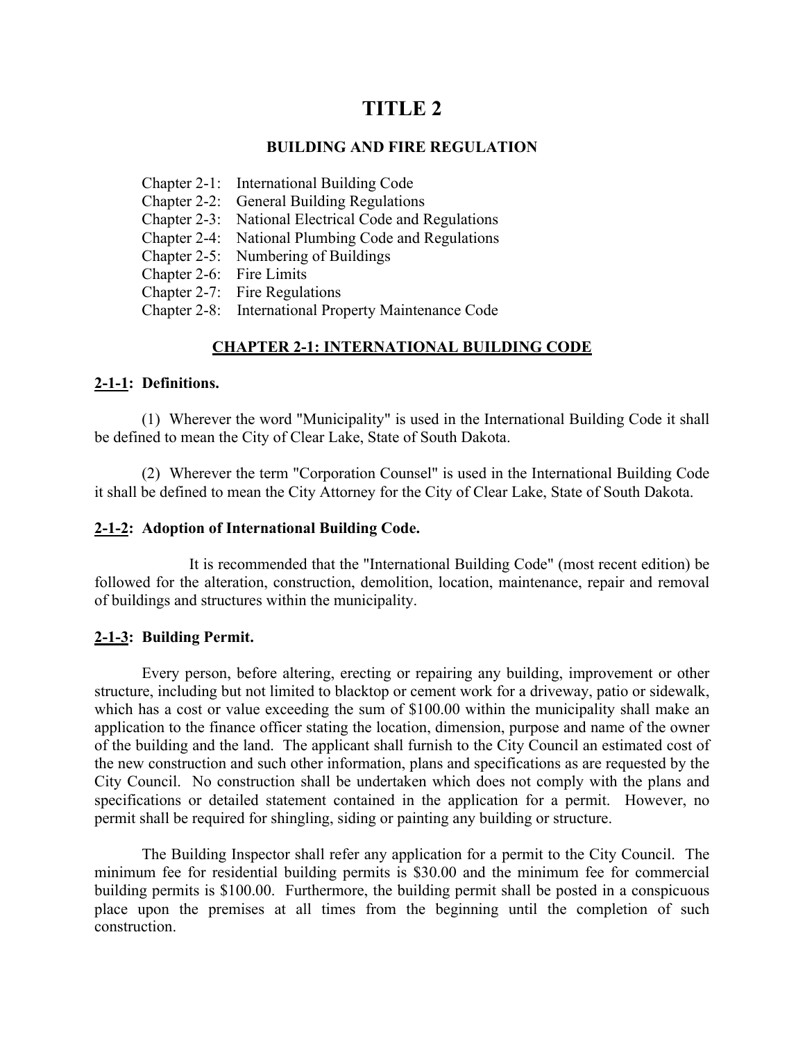# TITLE 2

## BUILDING AND FIRE REGULATION

Chapter 2-1: International Building Code
Chapter 2-2: General Building Regulations
Chapter 2-3: National Electrical Code and Regulations
Chapter 2-4: National Plumbing Code and Regulations
Chapter 2-5: Numbering of Buildings
Chapter 2-6: Fire Limits
Chapter 2-7: Fire Regulations
Chapter 2-8: International Property Maintenance Code

## CHAPTER 2-1: INTERNATIONAL BUILDING CODE

### 2-1-1: Definitions.

(1) Wherever the word "Municipality" is used in the International Building Code it shall be defined to mean the City of Clear Lake, State of South Dakota.

(2) Wherever the term "Corporation Counsel" is used in the International Building Code it shall be defined to mean the City Attorney for the City of Clear Lake, State of South Dakota.

### 2-1-2: Adoption of International Building Code.

It is recommended that the "International Building Code" (most recent edition) be followed for the alteration, construction, demolition, location, maintenance, repair and removal of buildings and structures within the municipality.

### 2-1-3: Building Permit.

Every person, before altering, erecting or repairing any building, improvement or other structure, including but not limited to blacktop or cement work for a driveway, patio or sidewalk, which has a cost or value exceeding the sum of $100.00 within the municipality shall make an application to the finance officer stating the location, dimension, purpose and name of the owner of the building and the land. The applicant shall furnish to the City Council an estimated cost of the new construction and such other information, plans and specifications as are requested by the City Council. No construction shall be undertaken which does not comply with the plans and specifications or detailed statement contained in the application for a permit. However, no permit shall be required for shingling, siding or painting any building or structure.

The Building Inspector shall refer any application for a permit to the City Council. The minimum fee for residential building permits is $30.00 and the minimum fee for commercial building permits is $100.00. Furthermore, the building permit shall be posted in a conspicuous place upon the premises at all times from the beginning until the completion of such construction.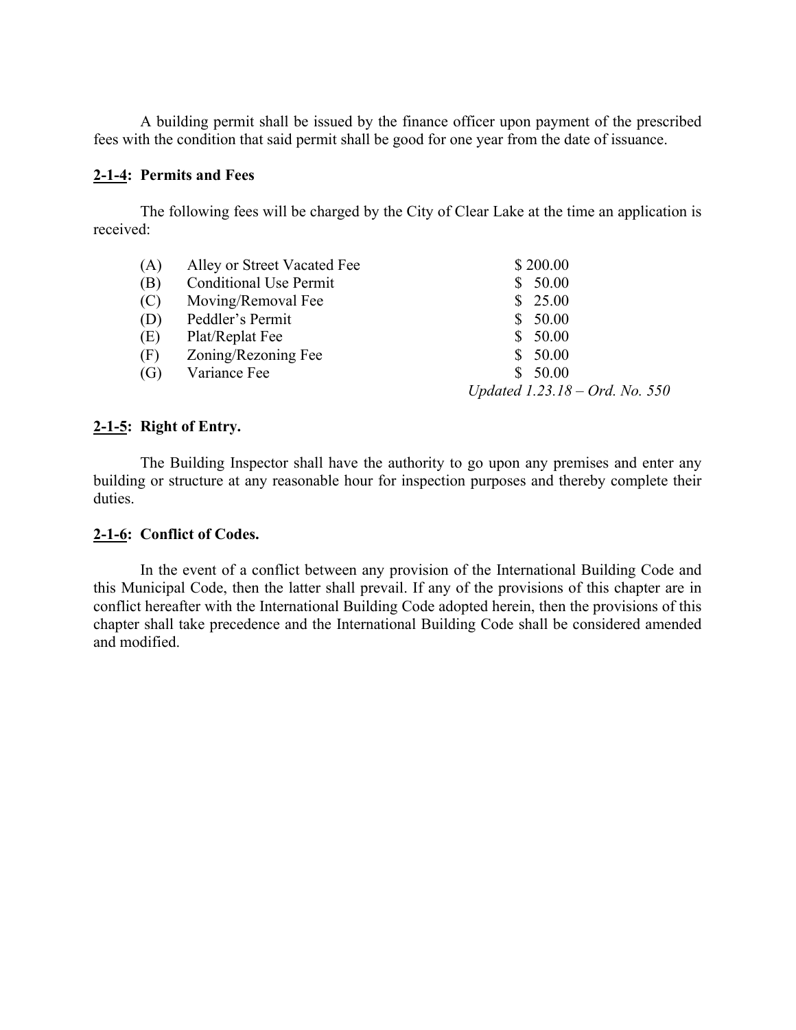A building permit shall be issued by the finance officer upon payment of the prescribed fees with the condition that said permit shall be good for one year from the date of issuance.

### <u>2-1-4</u>: Permits and Fees

The following fees will be charged by the City of Clear Lake at the time an application is received:

| | | |
|---|---|---|
| (A) | Alley or Street Vacated Fee | $ 200.00 |
| (B) | Conditional Use Permit | $ 50.00 |
| (C) | Moving/Removal Fee | $ 25.00 |
| (D) | Peddler's Permit | $ 50.00 |
| (E) | Plat/Replat Fee | $ 50.00 |
| (F) | Zoning/Rezoning Fee | $ 50.00 |
| (G) | Variance Fee | $ 50.00 |

*Updated 1.23.18 – Ord. No. 550*

### <u>2-1-5</u>: Right of Entry.

The Building Inspector shall have the authority to go upon any premises and enter any building or structure at any reasonable hour for inspection purposes and thereby complete their duties.

### <u>2-1-6</u>: Conflict of Codes.

In the event of a conflict between any provision of the International Building Code and this Municipal Code, then the latter shall prevail. If any of the provisions of this chapter are in conflict hereafter with the International Building Code adopted herein, then the provisions of this chapter shall take precedence and the International Building Code shall be considered amended and modified.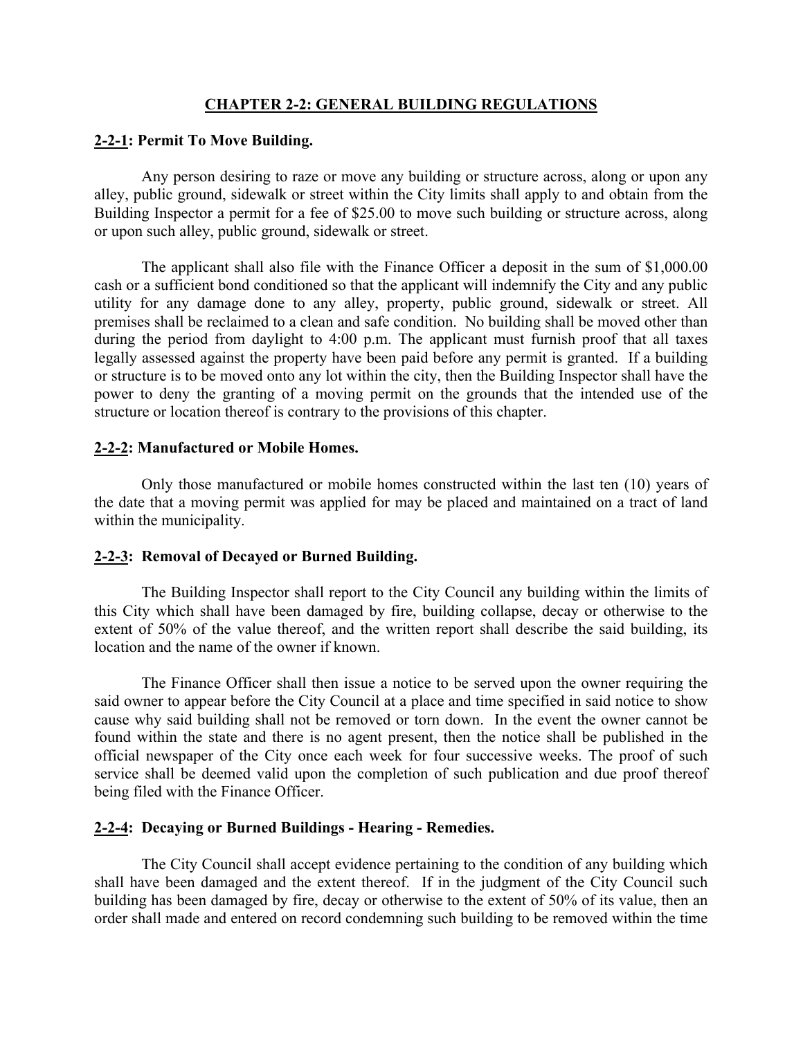## CHAPTER 2-2: GENERAL BUILDING REGULATIONS

### 2-2-1: Permit To Move Building.

Any person desiring to raze or move any building or structure across, along or upon any alley, public ground, sidewalk or street within the City limits shall apply to and obtain from the Building Inspector a permit for a fee of $25.00 to move such building or structure across, along or upon such alley, public ground, sidewalk or street.

The applicant shall also file with the Finance Officer a deposit in the sum of $1,000.00 cash or a sufficient bond conditioned so that the applicant will indemnify the City and any public utility for any damage done to any alley, property, public ground, sidewalk or street. All premises shall be reclaimed to a clean and safe condition. No building shall be moved other than during the period from daylight to 4:00 p.m. The applicant must furnish proof that all taxes legally assessed against the property have been paid before any permit is granted. If a building or structure is to be moved onto any lot within the city, then the Building Inspector shall have the power to deny the granting of a moving permit on the grounds that the intended use of the structure or location thereof is contrary to the provisions of this chapter.

### 2-2-2: Manufactured or Mobile Homes.

Only those manufactured or mobile homes constructed within the last ten (10) years of the date that a moving permit was applied for may be placed and maintained on a tract of land within the municipality.

### 2-2-3: Removal of Decayed or Burned Building.

The Building Inspector shall report to the City Council any building within the limits of this City which shall have been damaged by fire, building collapse, decay or otherwise to the extent of 50% of the value thereof, and the written report shall describe the said building, its location and the name of the owner if known.

The Finance Officer shall then issue a notice to be served upon the owner requiring the said owner to appear before the City Council at a place and time specified in said notice to show cause why said building shall not be removed or torn down. In the event the owner cannot be found within the state and there is no agent present, then the notice shall be published in the official newspaper of the City once each week for four successive weeks. The proof of such service shall be deemed valid upon the completion of such publication and due proof thereof being filed with the Finance Officer.

### 2-2-4: Decaying or Burned Buildings - Hearing - Remedies.

The City Council shall accept evidence pertaining to the condition of any building which shall have been damaged and the extent thereof. If in the judgment of the City Council such building has been damaged by fire, decay or otherwise to the extent of 50% of its value, then an order shall made and entered on record condemning such building to be removed within the time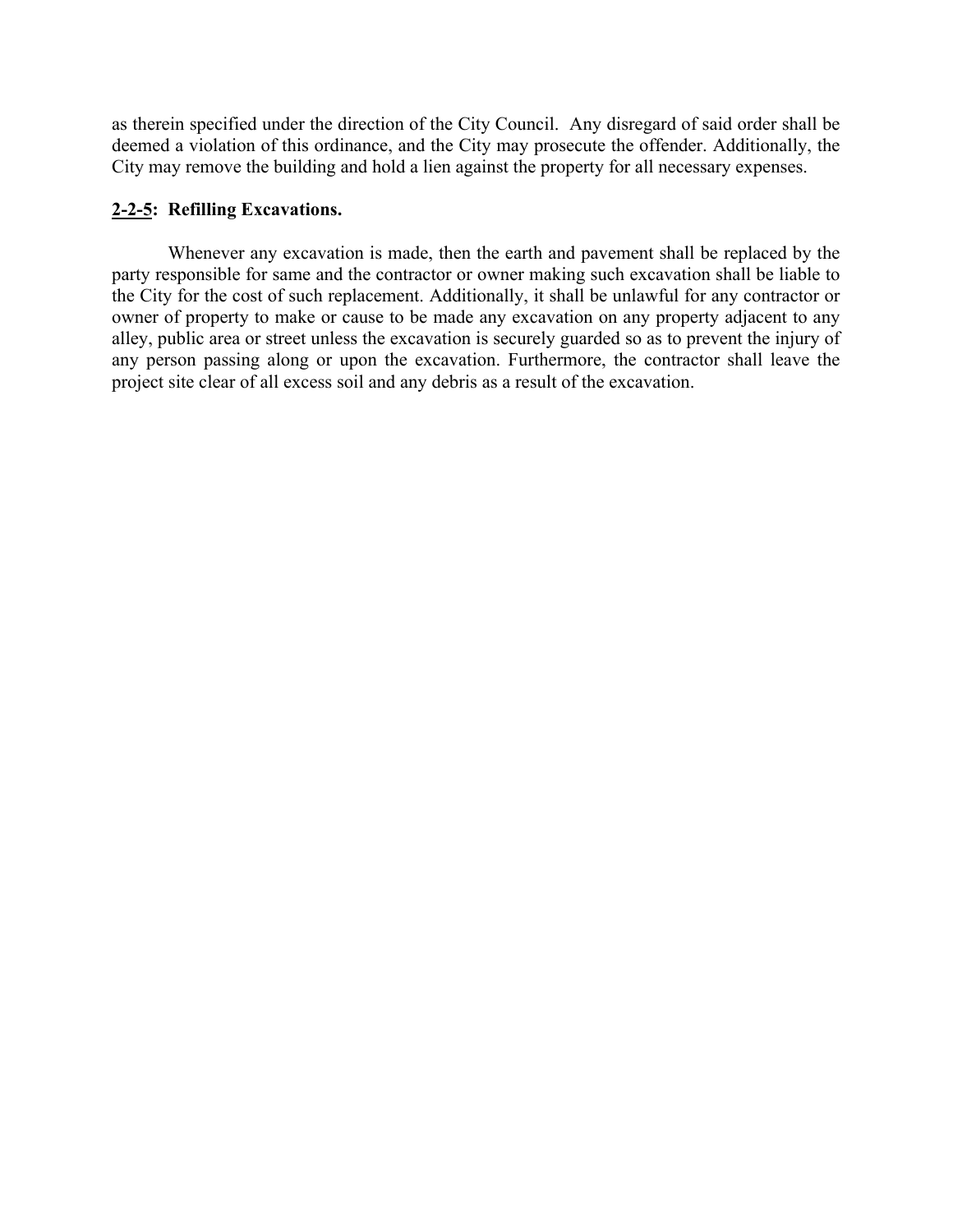as therein specified under the direction of the City Council. Any disregard of said order shall be deemed a violation of this ordinance, and the City may prosecute the offender. Additionally, the City may remove the building and hold a lien against the property for all necessary expenses.

### **2-2-5: Refilling Excavations.**

Whenever any excavation is made, then the earth and pavement shall be replaced by the party responsible for same and the contractor or owner making such excavation shall be liable to the City for the cost of such replacement. Additionally, it shall be unlawful for any contractor or owner of property to make or cause to be made any excavation on any property adjacent to any alley, public area or street unless the excavation is securely guarded so as to prevent the injury of any person passing along or upon the excavation. Furthermore, the contractor shall leave the project site clear of all excess soil and any debris as a result of the excavation.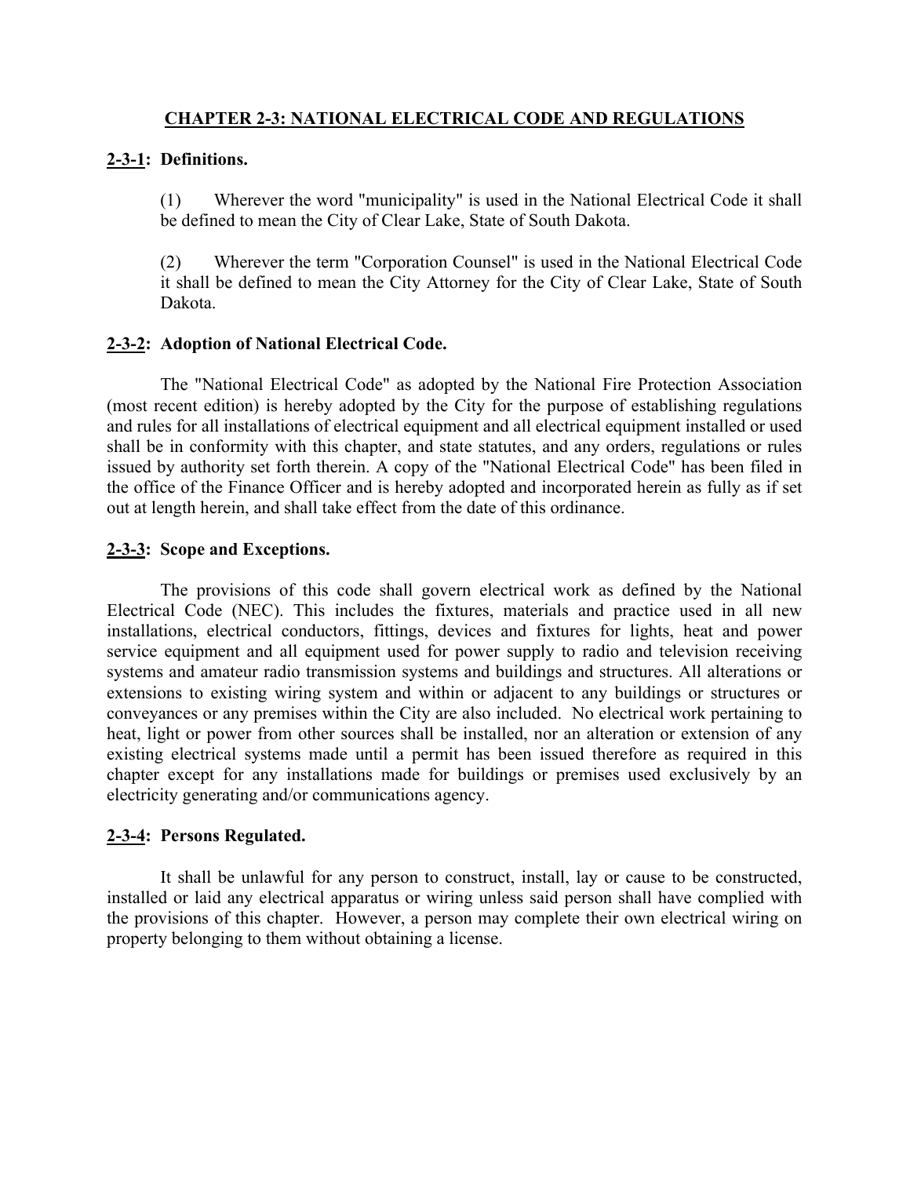# CHAPTER 2-3: NATIONAL ELECTRICAL CODE AND REGULATIONS

## 2-3-1: Definitions.

(1) Wherever the word "municipality" is used in the National Electrical Code it shall be defined to mean the City of Clear Lake, State of South Dakota.

(2) Wherever the term "Corporation Counsel" is used in the National Electrical Code it shall be defined to mean the City Attorney for the City of Clear Lake, State of South Dakota.

## 2-3-2: Adoption of National Electrical Code.

The "National Electrical Code" as adopted by the National Fire Protection Association (most recent edition) is hereby adopted by the City for the purpose of establishing regulations and rules for all installations of electrical equipment and all electrical equipment installed or used shall be in conformity with this chapter, and state statutes, and any orders, regulations or rules issued by authority set forth therein. A copy of the "National Electrical Code" has been filed in the office of the Finance Officer and is hereby adopted and incorporated herein as fully as if set out at length herein, and shall take effect from the date of this ordinance.

## 2-3-3: Scope and Exceptions.

The provisions of this code shall govern electrical work as defined by the National Electrical Code (NEC). This includes the fixtures, materials and practice used in all new installations, electrical conductors, fittings, devices and fixtures for lights, heat and power service equipment and all equipment used for power supply to radio and television receiving systems and amateur radio transmission systems and buildings and structures. All alterations or extensions to existing wiring system and within or adjacent to any buildings or structures or conveyances or any premises within the City are also included. No electrical work pertaining to heat, light or power from other sources shall be installed, nor an alteration or extension of any existing electrical systems made until a permit has been issued therefore as required in this chapter except for any installations made for buildings or premises used exclusively by an electricity generating and/or communications agency.

## 2-3-4: Persons Regulated.

It shall be unlawful for any person to construct, install, lay or cause to be constructed, installed or laid any electrical apparatus or wiring unless said person shall have complied with the provisions of this chapter. However, a person may complete their own electrical wiring on property belonging to them without obtaining a license.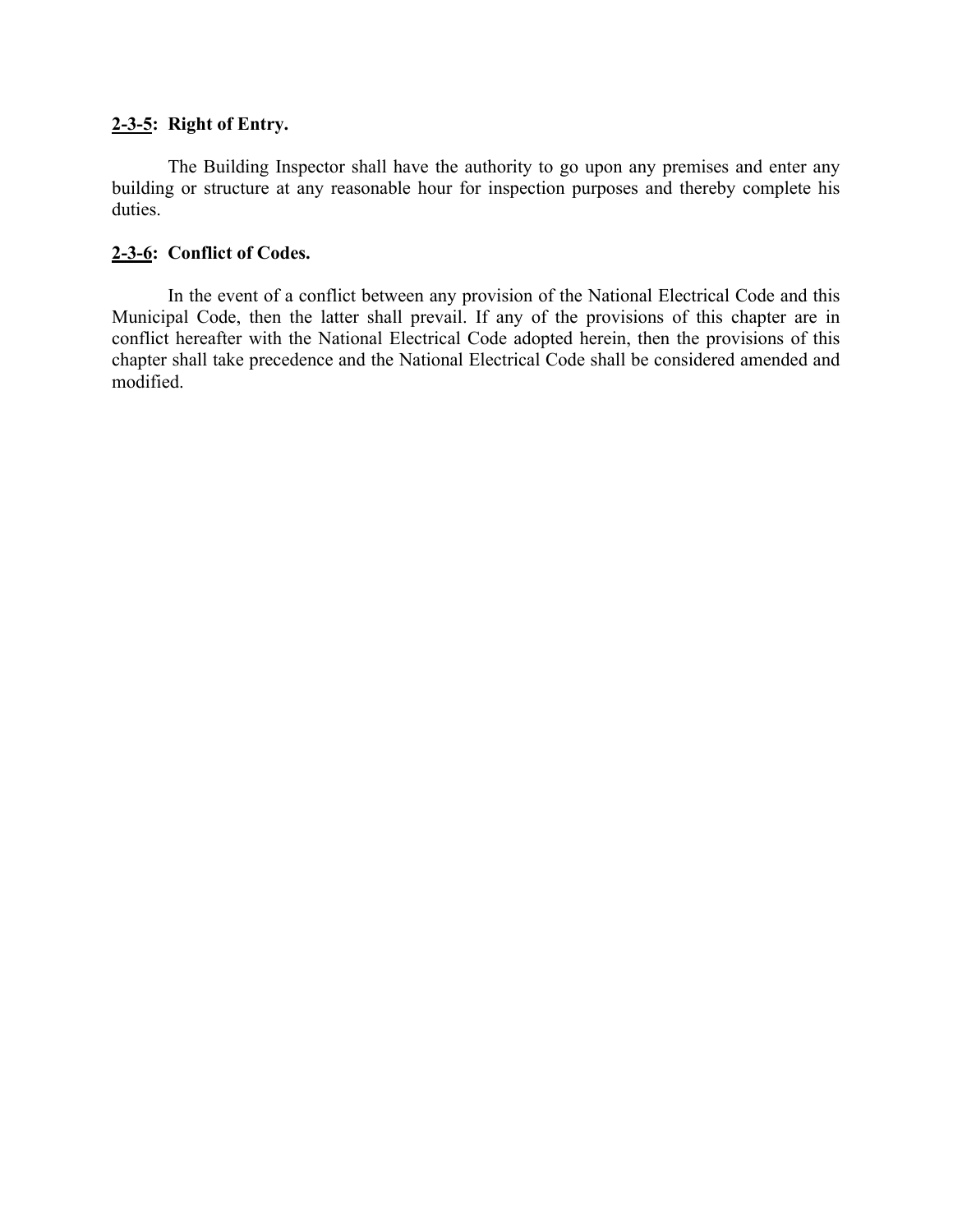**2-3-5: Right of Entry.**

The Building Inspector shall have the authority to go upon any premises and enter any building or structure at any reasonable hour for inspection purposes and thereby complete his duties.

**2-3-6: Conflict of Codes.**

In the event of a conflict between any provision of the National Electrical Code and this Municipal Code, then the latter shall prevail. If any of the provisions of this chapter are in conflict hereafter with the National Electrical Code adopted herein, then the provisions of this chapter shall take precedence and the National Electrical Code shall be considered amended and modified.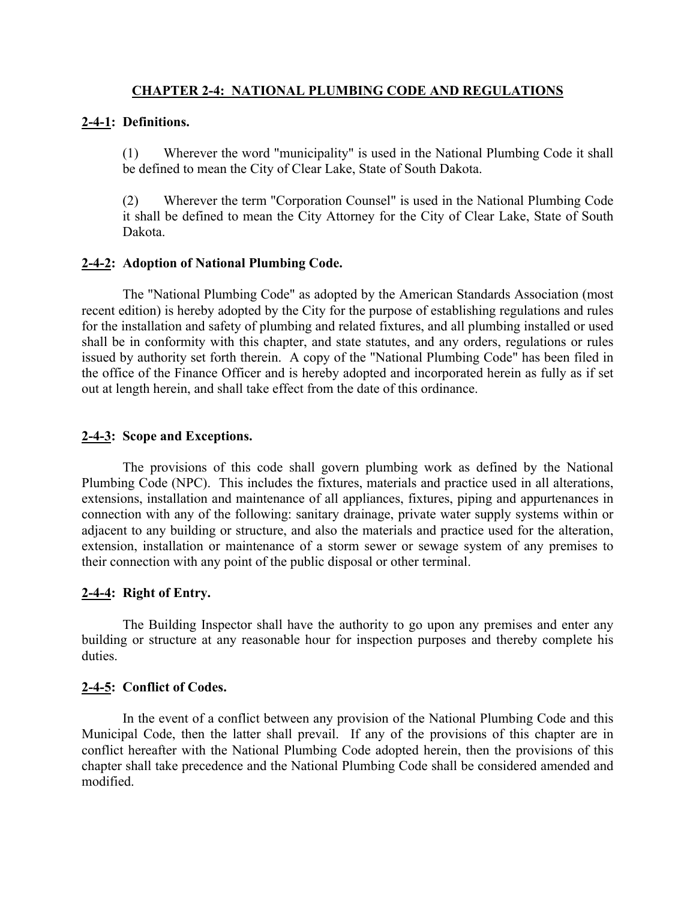## CHAPTER 2-4: NATIONAL PLUMBING CODE AND REGULATIONS

### 2-4-1: Definitions.

(1) Wherever the word "municipality" is used in the National Plumbing Code it shall be defined to mean the City of Clear Lake, State of South Dakota.

(2) Wherever the term "Corporation Counsel" is used in the National Plumbing Code it shall be defined to mean the City Attorney for the City of Clear Lake, State of South Dakota.

### 2-4-2: Adoption of National Plumbing Code.

The "National Plumbing Code" as adopted by the American Standards Association (most recent edition) is hereby adopted by the City for the purpose of establishing regulations and rules for the installation and safety of plumbing and related fixtures, and all plumbing installed or used shall be in conformity with this chapter, and state statutes, and any orders, regulations or rules issued by authority set forth therein. A copy of the "National Plumbing Code" has been filed in the office of the Finance Officer and is hereby adopted and incorporated herein as fully as if set out at length herein, and shall take effect from the date of this ordinance.

### 2-4-3: Scope and Exceptions.

The provisions of this code shall govern plumbing work as defined by the National Plumbing Code (NPC). This includes the fixtures, materials and practice used in all alterations, extensions, installation and maintenance of all appliances, fixtures, piping and appurtenances in connection with any of the following: sanitary drainage, private water supply systems within or adjacent to any building or structure, and also the materials and practice used for the alteration, extension, installation or maintenance of a storm sewer or sewage system of any premises to their connection with any point of the public disposal or other terminal.

### 2-4-4: Right of Entry.

The Building Inspector shall have the authority to go upon any premises and enter any building or structure at any reasonable hour for inspection purposes and thereby complete his duties.

### 2-4-5: Conflict of Codes.

In the event of a conflict between any provision of the National Plumbing Code and this Municipal Code, then the latter shall prevail. If any of the provisions of this chapter are in conflict hereafter with the National Plumbing Code adopted herein, then the provisions of this chapter shall take precedence and the National Plumbing Code shall be considered amended and modified.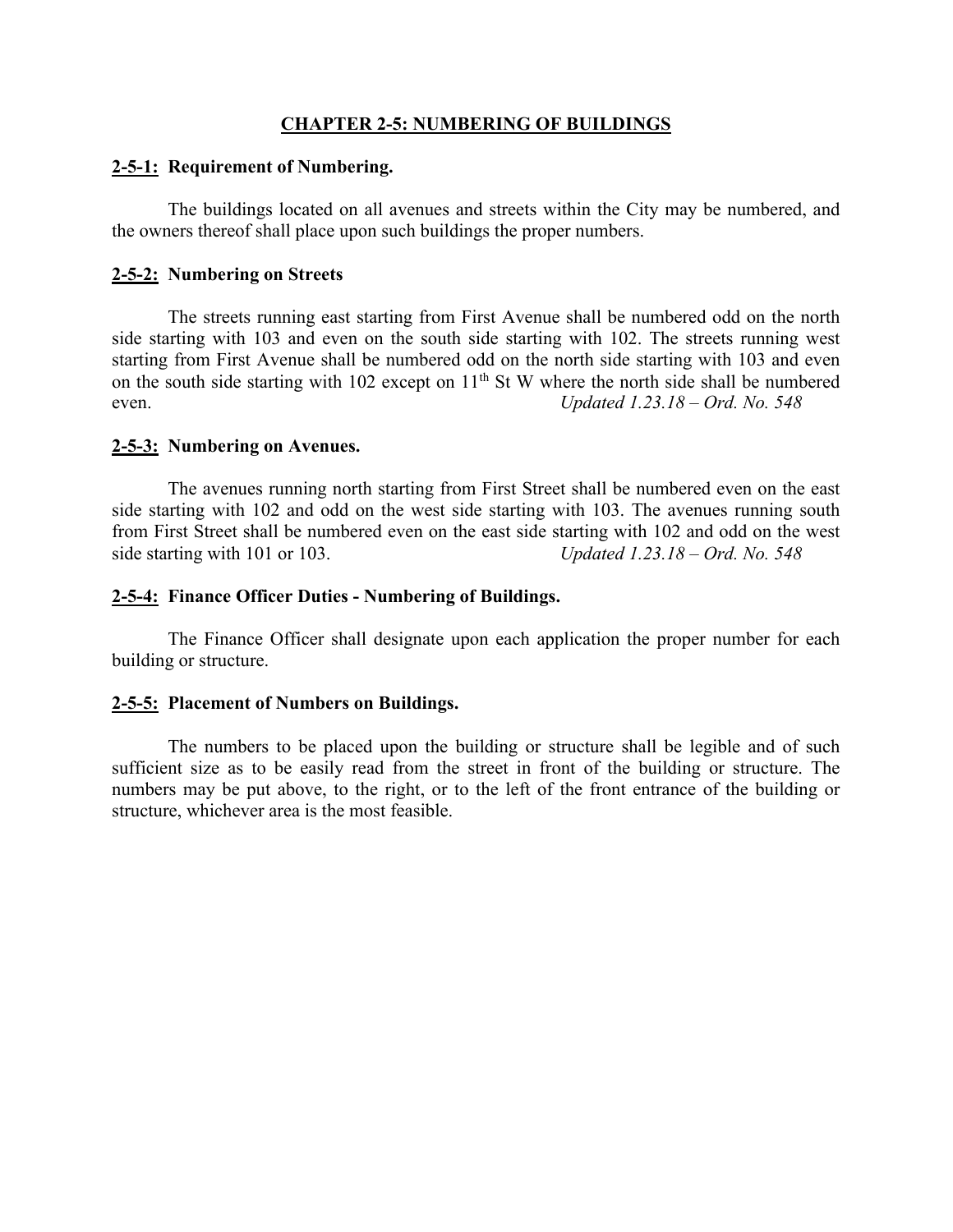# CHAPTER 2-5: NUMBERING OF BUILDINGS

## 2-5-1: Requirement of Numbering.

The buildings located on all avenues and streets within the City may be numbered, and the owners thereof shall place upon such buildings the proper numbers.

## 2-5-2: Numbering on Streets

The streets running east starting from First Avenue shall be numbered odd on the north side starting with 103 and even on the south side starting with 102. The streets running west starting from First Avenue shall be numbered odd on the north side starting with 103 and even on the south side starting with 102 except on 11th St W where the north side shall be numbered even. *Updated 1.23.18 – Ord. No. 548*

## 2-5-3: Numbering on Avenues.

The avenues running north starting from First Street shall be numbered even on the east side starting with 102 and odd on the west side starting with 103. The avenues running south from First Street shall be numbered even on the east side starting with 102 and odd on the west side starting with 101 or 103. *Updated 1.23.18 – Ord. No. 548*

## 2-5-4: Finance Officer Duties - Numbering of Buildings.

The Finance Officer shall designate upon each application the proper number for each building or structure.

## 2-5-5: Placement of Numbers on Buildings.

The numbers to be placed upon the building or structure shall be legible and of such sufficient size as to be easily read from the street in front of the building or structure. The numbers may be put above, to the right, or to the left of the front entrance of the building or structure, whichever area is the most feasible.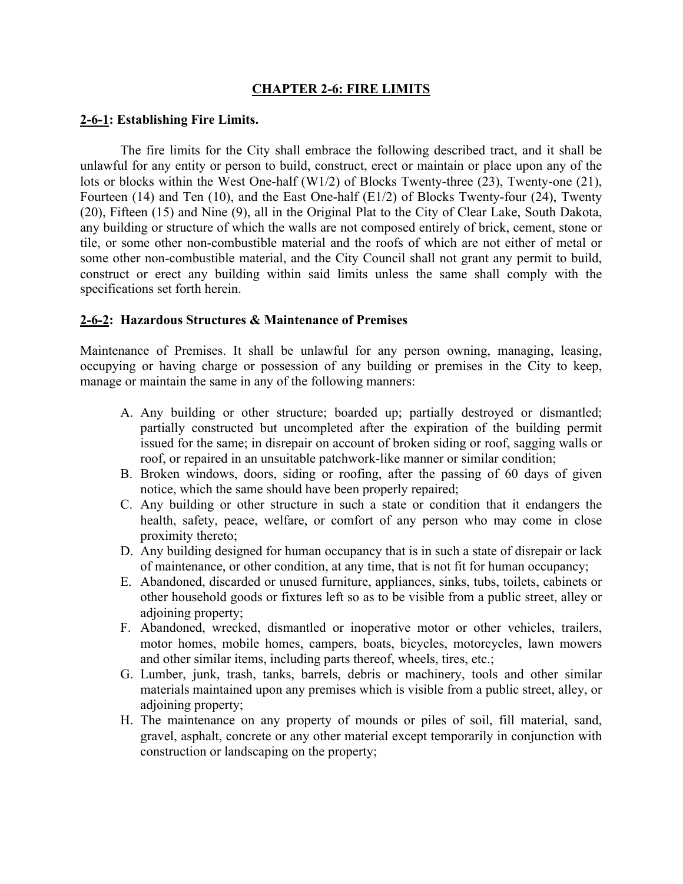## CHAPTER 2-6: FIRE LIMITS

### 2-6-1: Establishing Fire Limits.

The fire limits for the City shall embrace the following described tract, and it shall be unlawful for any entity or person to build, construct, erect or maintain or place upon any of the lots or blocks within the West One-half (W1/2) of Blocks Twenty-three (23), Twenty-one (21), Fourteen (14) and Ten (10), and the East One-half (E1/2) of Blocks Twenty-four (24), Twenty (20), Fifteen (15) and Nine (9), all in the Original Plat to the City of Clear Lake, South Dakota, any building or structure of which the walls are not composed entirely of brick, cement, stone or tile, or some other non-combustible material and the roofs of which are not either of metal or some other non-combustible material, and the City Council shall not grant any permit to build, construct or erect any building within said limits unless the same shall comply with the specifications set forth herein.

### 2-6-2: Hazardous Structures & Maintenance of Premises

Maintenance of Premises. It shall be unlawful for any person owning, managing, leasing, occupying or having charge or possession of any building or premises in the City to keep, manage or maintain the same in any of the following manners:

A. Any building or other structure; boarded up; partially destroyed or dismantled; partially constructed but uncompleted after the expiration of the building permit issued for the same; in disrepair on account of broken siding or roof, sagging walls or roof, or repaired in an unsuitable patchwork-like manner or similar condition;

B. Broken windows, doors, siding or roofing, after the passing of 60 days of given notice, which the same should have been properly repaired;

C. Any building or other structure in such a state or condition that it endangers the health, safety, peace, welfare, or comfort of any person who may come in close proximity thereto;

D. Any building designed for human occupancy that is in such a state of disrepair or lack of maintenance, or other condition, at any time, that is not fit for human occupancy;

E. Abandoned, discarded or unused furniture, appliances, sinks, tubs, toilets, cabinets or other household goods or fixtures left so as to be visible from a public street, alley or adjoining property;

F. Abandoned, wrecked, dismantled or inoperative motor or other vehicles, trailers, motor homes, mobile homes, campers, boats, bicycles, motorcycles, lawn mowers and other similar items, including parts thereof, wheels, tires, etc.;

G. Lumber, junk, trash, tanks, barrels, debris or machinery, tools and other similar materials maintained upon any premises which is visible from a public street, alley, or adjoining property;

H. The maintenance on any property of mounds or piles of soil, fill material, sand, gravel, asphalt, concrete or any other material except temporarily in conjunction with construction or landscaping on the property;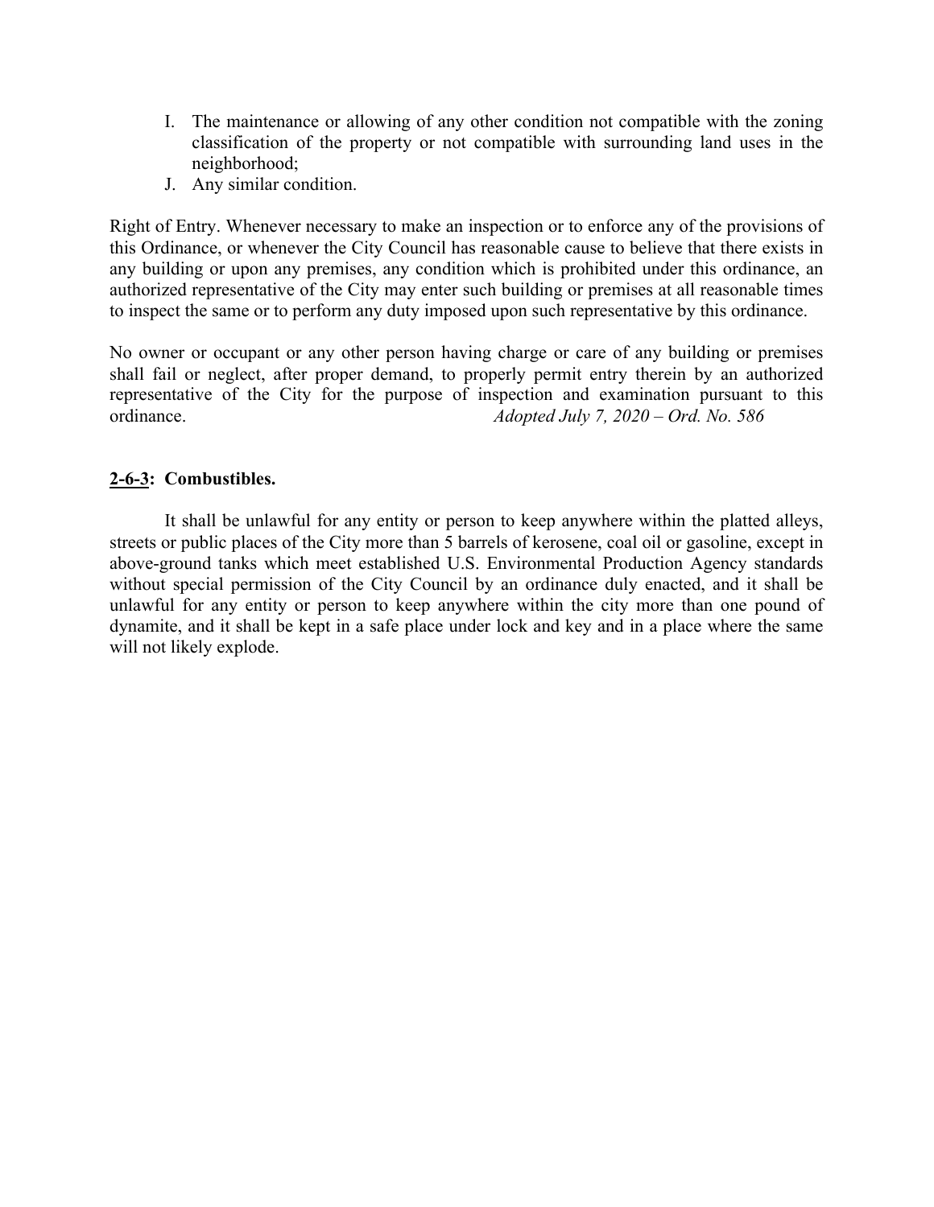I. The maintenance or allowing of any other condition not compatible with the zoning classification of the property or not compatible with surrounding land uses in the neighborhood;
J. Any similar condition.

Right of Entry. Whenever necessary to make an inspection or to enforce any of the provisions of this Ordinance, or whenever the City Council has reasonable cause to believe that there exists in any building or upon any premises, any condition which is prohibited under this ordinance, an authorized representative of the City may enter such building or premises at all reasonable times to inspect the same or to perform any duty imposed upon such representative by this ordinance.

No owner or occupant or any other person having charge or care of any building or premises shall fail or neglect, after proper demand, to properly permit entry therein by an authorized representative of the City for the purpose of inspection and examination pursuant to this ordinance. *Adopted July 7, 2020 – Ord. No. 586*

**2-6-3: Combustibles.**

It shall be unlawful for any entity or person to keep anywhere within the platted alleys, streets or public places of the City more than 5 barrels of kerosene, coal oil or gasoline, except in above-ground tanks which meet established U.S. Environmental Production Agency standards without special permission of the City Council by an ordinance duly enacted, and it shall be unlawful for any entity or person to keep anywhere within the city more than one pound of dynamite, and it shall be kept in a safe place under lock and key and in a place where the same will not likely explode.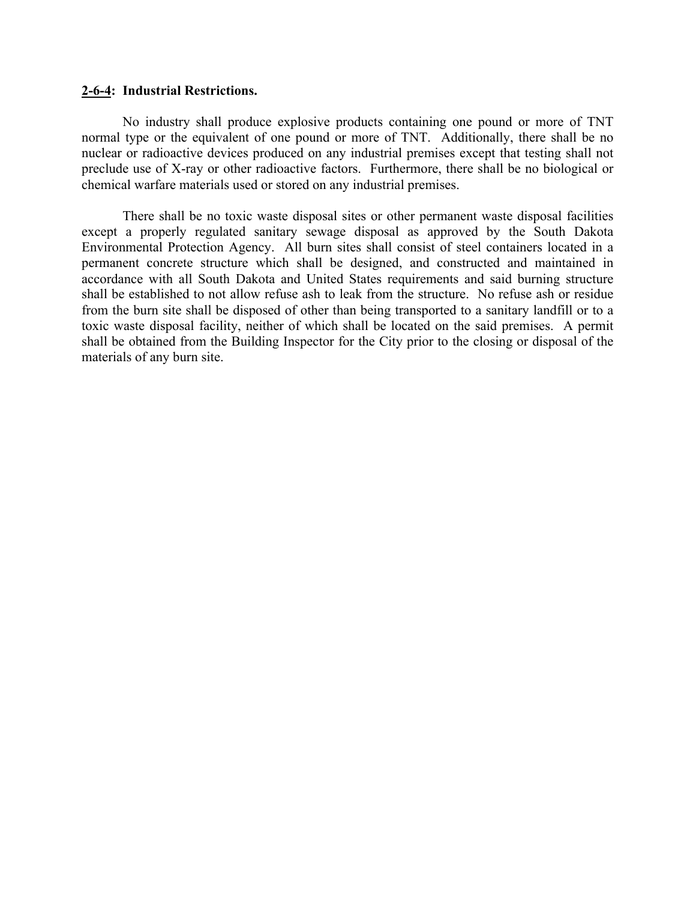**2-6-4: Industrial Restrictions.**

No industry shall produce explosive products containing one pound or more of TNT normal type or the equivalent of one pound or more of TNT. Additionally, there shall be no nuclear or radioactive devices produced on any industrial premises except that testing shall not preclude use of X-ray or other radioactive factors. Furthermore, there shall be no biological or chemical warfare materials used or stored on any industrial premises.

There shall be no toxic waste disposal sites or other permanent waste disposal facilities except a properly regulated sanitary sewage disposal as approved by the South Dakota Environmental Protection Agency. All burn sites shall consist of steel containers located in a permanent concrete structure which shall be designed, and constructed and maintained in accordance with all South Dakota and United States requirements and said burning structure shall be established to not allow refuse ash to leak from the structure. No refuse ash or residue from the burn site shall be disposed of other than being transported to a sanitary landfill or to a toxic waste disposal facility, neither of which shall be located on the said premises. A permit shall be obtained from the Building Inspector for the City prior to the closing or disposal of the materials of any burn site.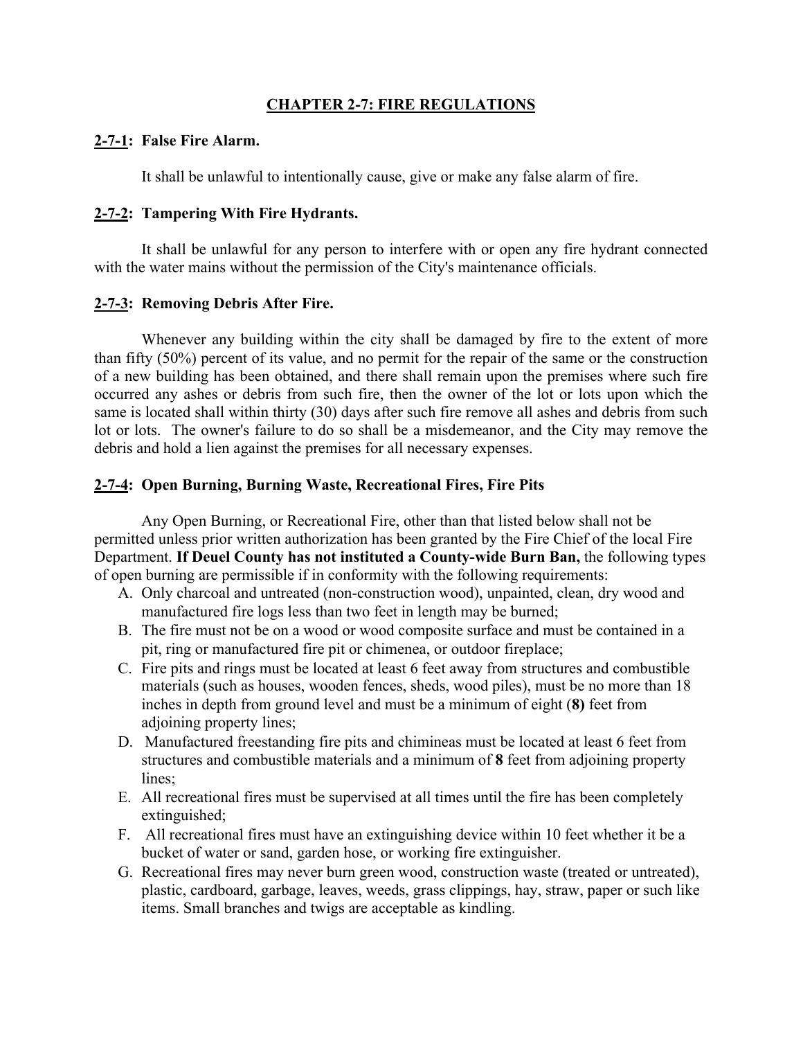# CHAPTER 2-7: FIRE REGULATIONS

## 2-7-1: False Fire Alarm.

It shall be unlawful to intentionally cause, give or make any false alarm of fire.

## 2-7-2: Tampering With Fire Hydrants.

It shall be unlawful for any person to interfere with or open any fire hydrant connected with the water mains without the permission of the City's maintenance officials.

## 2-7-3: Removing Debris After Fire.

Whenever any building within the city shall be damaged by fire to the extent of more than fifty (50%) percent of its value, and no permit for the repair of the same or the construction of a new building has been obtained, and there shall remain upon the premises where such fire occurred any ashes or debris from such fire, then the owner of the lot or lots upon which the same is located shall within thirty (30) days after such fire remove all ashes and debris from such lot or lots. The owner's failure to do so shall be a misdemeanor, and the City may remove the debris and hold a lien against the premises for all necessary expenses.

## 2-7-4: Open Burning, Burning Waste, Recreational Fires, Fire Pits

Any Open Burning, or Recreational Fire, other than that listed below shall not be permitted unless prior written authorization has been granted by the Fire Chief of the local Fire Department. **If Deuel County has not instituted a County-wide Burn Ban,** the following types of open burning are permissible if in conformity with the following requirements:

A. Only charcoal and untreated (non-construction wood), unpainted, clean, dry wood and manufactured fire logs less than two feet in length may be burned;
B. The fire must not be on a wood or wood composite surface and must be contained in a pit, ring or manufactured fire pit or chimenea, or outdoor fireplace;
C. Fire pits and rings must be located at least 6 feet away from structures and combustible materials (such as houses, wooden fences, sheds, wood piles), must be no more than 18 inches in depth from ground level and must be a minimum of eight (**8)** feet from adjoining property lines;
D. Manufactured freestanding fire pits and chimineas must be located at least 6 feet from structures and combustible materials and a minimum of **8** feet from adjoining property lines;
E. All recreational fires must be supervised at all times until the fire has been completely extinguished;
F. All recreational fires must have an extinguishing device within 10 feet whether it be a bucket of water or sand, garden hose, or working fire extinguisher.
G. Recreational fires may never burn green wood, construction waste (treated or untreated), plastic, cardboard, garbage, leaves, weeds, grass clippings, hay, straw, paper or such like items. Small branches and twigs are acceptable as kindling.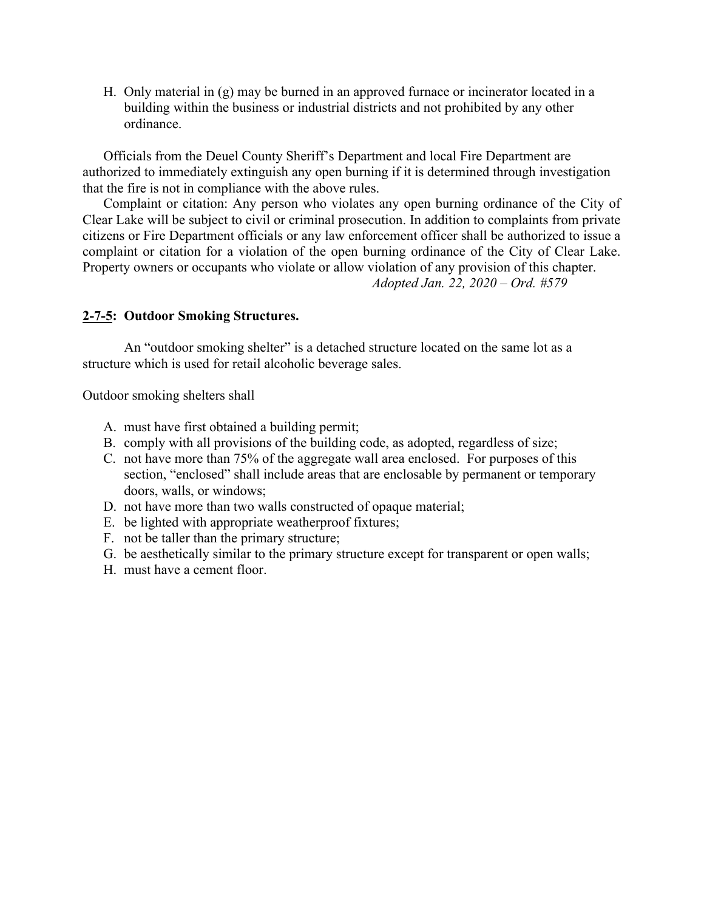H. Only material in (g) may be burned in an approved furnace or incinerator located in a building within the business or industrial districts and not prohibited by any other ordinance.

Officials from the Deuel County Sheriff's Department and local Fire Department are authorized to immediately extinguish any open burning if it is determined through investigation that the fire is not in compliance with the above rules.

Complaint or citation: Any person who violates any open burning ordinance of the City of Clear Lake will be subject to civil or criminal prosecution. In addition to complaints from private citizens or Fire Department officials or any law enforcement officer shall be authorized to issue a complaint or citation for a violation of the open burning ordinance of the City of Clear Lake. Property owners or occupants who violate or allow violation of any provision of this chapter.

*Adopted Jan. 22, 2020 – Ord. #579*

### **<u>2-7-5</u>: Outdoor Smoking Structures.**

An "outdoor smoking shelter" is a detached structure located on the same lot as a structure which is used for retail alcoholic beverage sales.

Outdoor smoking shelters shall

A. must have first obtained a building permit;
B. comply with all provisions of the building code, as adopted, regardless of size;
C. not have more than 75% of the aggregate wall area enclosed. For purposes of this section, "enclosed" shall include areas that are enclosable by permanent or temporary doors, walls, or windows;
D. not have more than two walls constructed of opaque material;
E. be lighted with appropriate weatherproof fixtures;
F. not be taller than the primary structure;
G. be aesthetically similar to the primary structure except for transparent or open walls;
H. must have a cement floor.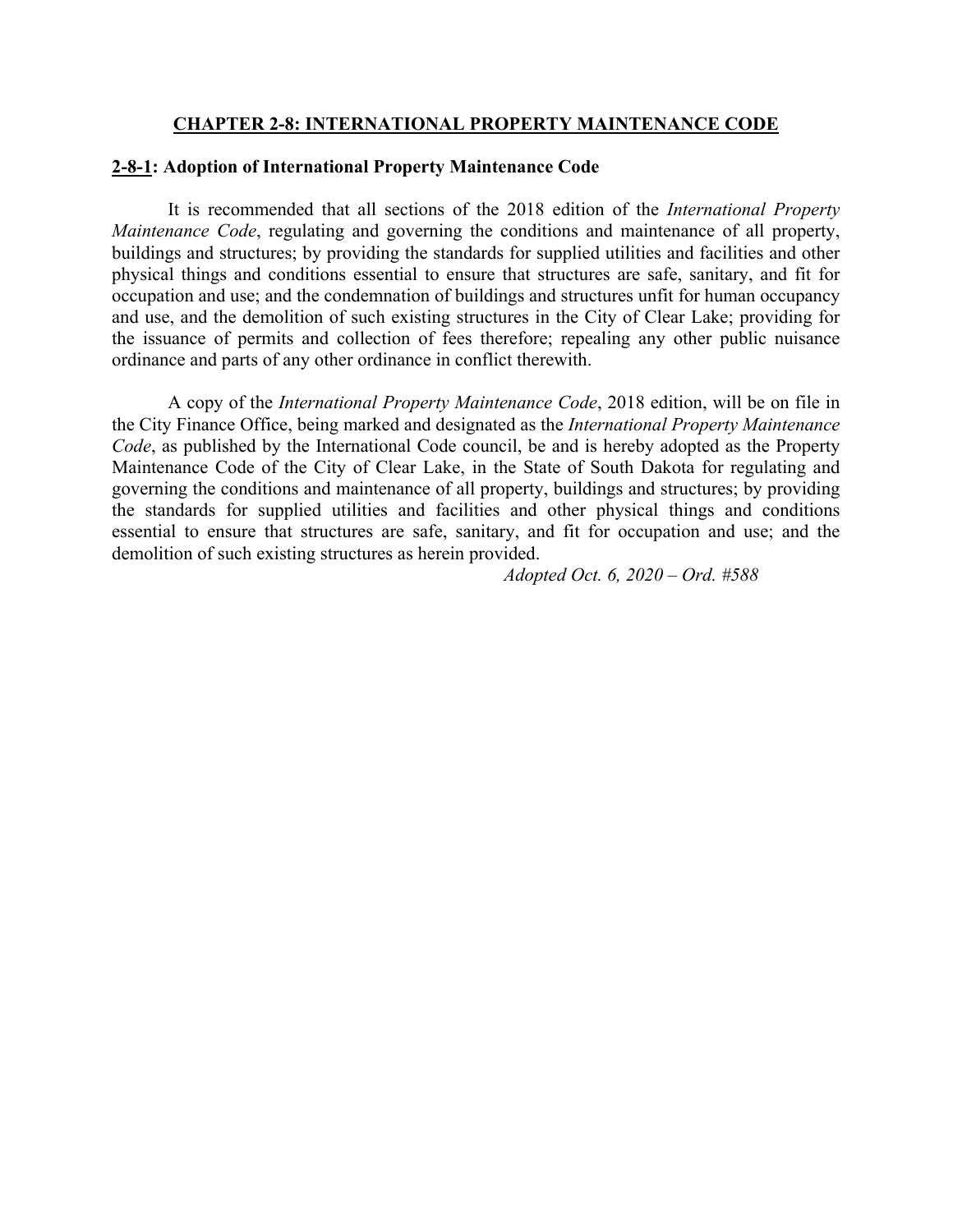## CHAPTER 2-8: INTERNATIONAL PROPERTY MAINTENANCE CODE

### 2-8-1: Adoption of International Property Maintenance Code

It is recommended that all sections of the 2018 edition of the *International Property Maintenance Code*, regulating and governing the conditions and maintenance of all property, buildings and structures; by providing the standards for supplied utilities and facilities and other physical things and conditions essential to ensure that structures are safe, sanitary, and fit for occupation and use; and the condemnation of buildings and structures unfit for human occupancy and use, and the demolition of such existing structures in the City of Clear Lake; providing for the issuance of permits and collection of fees therefore; repealing any other public nuisance ordinance and parts of any other ordinance in conflict therewith.

A copy of the *International Property Maintenance Code*, 2018 edition, will be on file in the City Finance Office, being marked and designated as the *International Property Maintenance Code*, as published by the International Code council, be and is hereby adopted as the Property Maintenance Code of the City of Clear Lake, in the State of South Dakota for regulating and governing the conditions and maintenance of all property, buildings and structures; by providing the standards for supplied utilities and facilities and other physical things and conditions essential to ensure that structures are safe, sanitary, and fit for occupation and use; and the demolition of such existing structures as herein provided.

*Adopted Oct. 6, 2020 – Ord. #588*